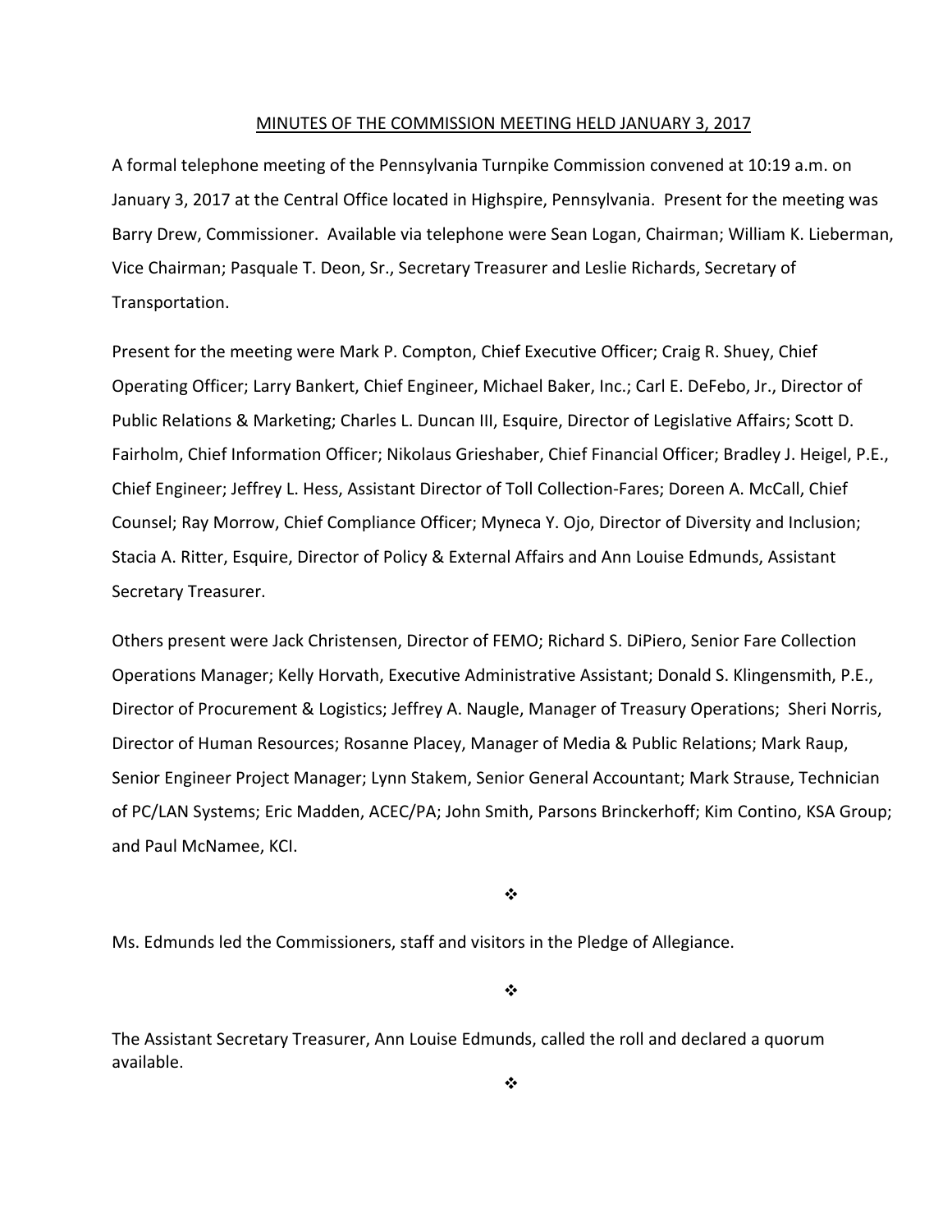# MINUTES OF THE COMMISSION MEETING HELD JANUARY 3, 2017

A formal telephone meeting of the Pennsylvania Turnpike Commission convened at 10:19 a.m. on January 3, 2017 at the Central Office located in Highspire, Pennsylvania. Present for the meeting was Barry Drew, Commissioner. Available via telephone were Sean Logan, Chairman; William K. Lieberman, Vice Chairman; Pasquale T. Deon, Sr., Secretary Treasurer and Leslie Richards, Secretary of Transportation.

Present for the meeting were Mark P. Compton, Chief Executive Officer; Craig R. Shuey, Chief Operating Officer; Larry Bankert, Chief Engineer, Michael Baker, Inc.; Carl E. DeFebo, Jr., Director of Public Relations & Marketing; Charles L. Duncan III, Esquire, Director of Legislative Affairs; Scott D. Fairholm, Chief Information Officer; Nikolaus Grieshaber, Chief Financial Officer; Bradley J. Heigel, P.E., Chief Engineer; Jeffrey L. Hess, Assistant Director of Toll Collection-Fares; Doreen A. McCall, Chief Counsel; Ray Morrow, Chief Compliance Officer; Myneca Y. Ojo, Director of Diversity and Inclusion; Stacia A. Ritter, Esquire, Director of Policy & External Affairs and Ann Louise Edmunds, Assistant Secretary Treasurer.

Others present were Jack Christensen, Director of FEMO; Richard S. DiPiero, Senior Fare Collection Operations Manager; Kelly Horvath, Executive Administrative Assistant; Donald S. Klingensmith, P.E., Director of Procurement & Logistics; Jeffrey A. Naugle, Manager of Treasury Operations; Sheri Norris, Director of Human Resources; Rosanne Placey, Manager of Media & Public Relations; Mark Raup, Senior Engineer Project Manager; Lynn Stakem, Senior General Accountant; Mark Strause, Technician of PC/LAN Systems; Eric Madden, ACEC/PA; John Smith, Parsons Brinckerhoff; Kim Contino, KSA Group; and Paul McNamee, KCI.

❖

Ms. Edmunds led the Commissioners, staff and visitors in the Pledge of Allegiance.

❖

The Assistant Secretary Treasurer, Ann Louise Edmunds, called the roll and declared a quorum available.

❖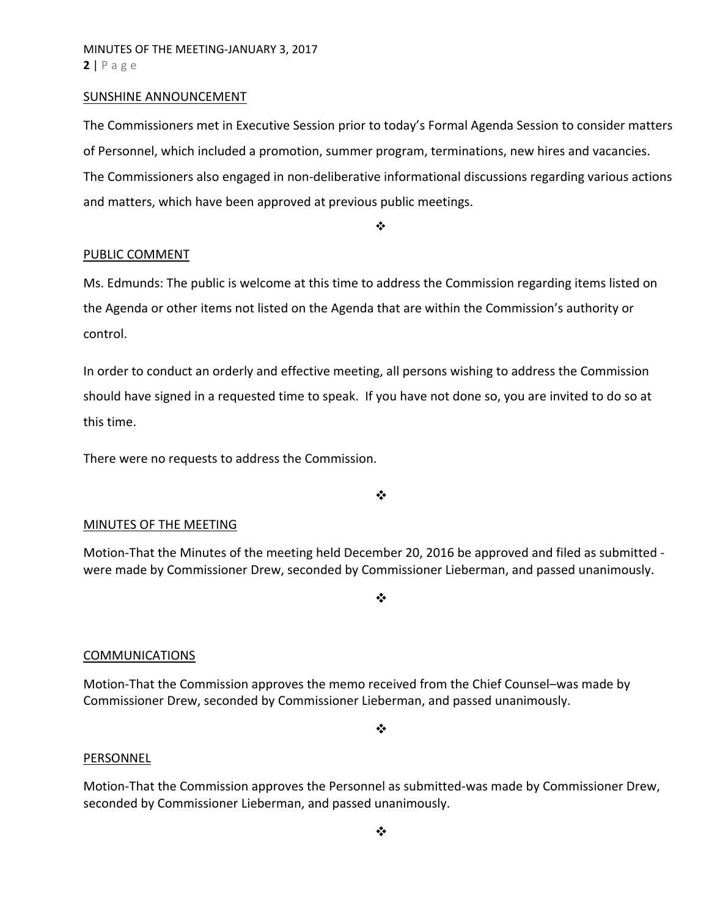## SUNSHINE ANNOUNCEMENT

The Commissioners met in Executive Session prior to today's Formal Agenda Session to consider matters of Personnel, which included a promotion, summer program, terminations, new hires and vacancies. The Commissioners also engaged in non-deliberative informational discussions regarding various actions and matters, which have been approved at previous public meetings.

❖

## PUBLIC COMMENT

Ms. Edmunds: The public is welcome at this time to address the Commission regarding items listed on the Agenda or other items not listed on the Agenda that are within the Commission's authority or control.

In order to conduct an orderly and effective meeting, all persons wishing to address the Commission should have signed in a requested time to speak. If you have not done so, you are invited to do so at this time.

There were no requests to address the Commission.

❖

## MINUTES OF THE MEETING

Motion-That the Minutes of the meeting held December 20, 2016 be approved and filed as submitted - were made by Commissioner Drew, seconded by Commissioner Lieberman, and passed unanimously.

❖

## COMMUNICATIONS

Motion-That the Commission approves the memo received from the Chief Counsel–was made by Commissioner Drew, seconded by Commissioner Lieberman, and passed unanimously.

❖

## PERSONNEL

Motion-That the Commission approves the Personnel as submitted-was made by Commissioner Drew, seconded by Commissioner Lieberman, and passed unanimously.

❖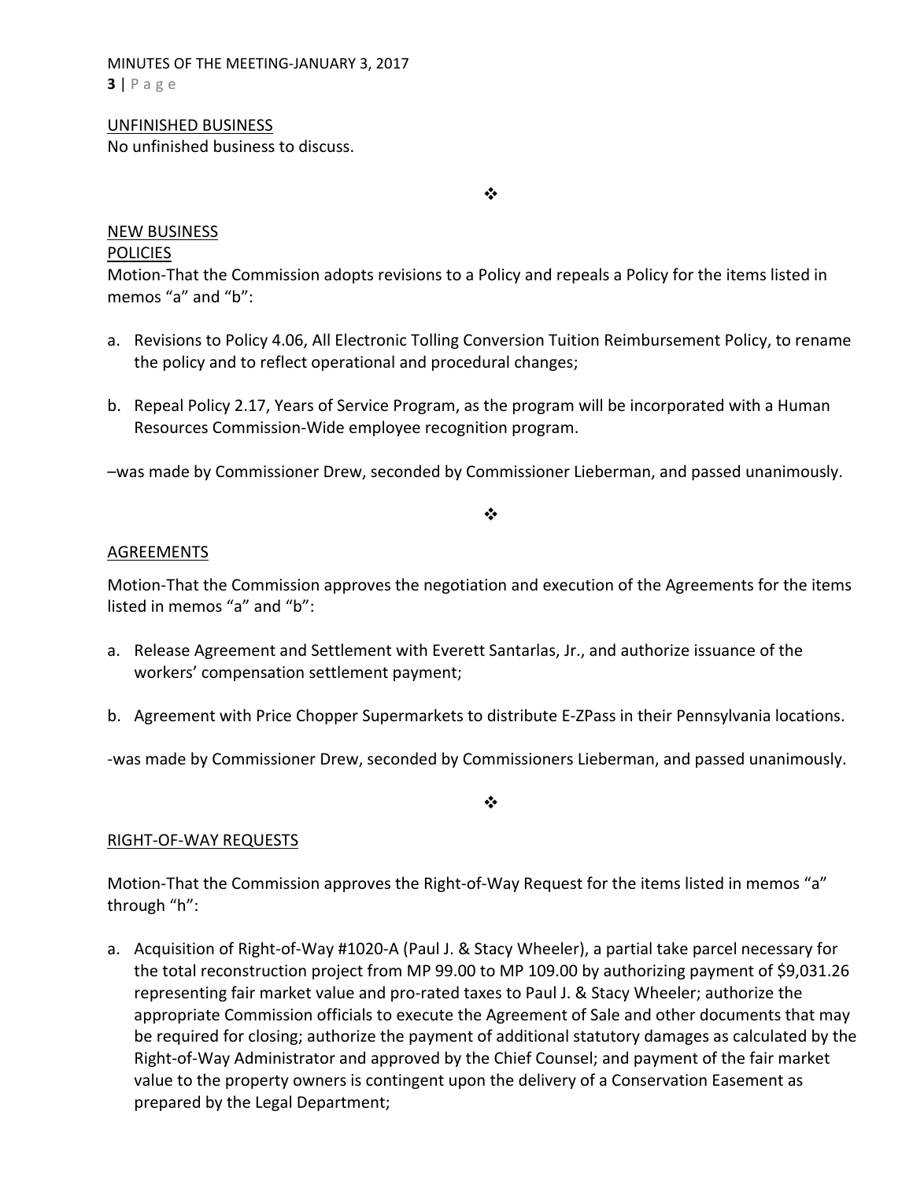UNFINISHED BUSINESS

No unfinished business to discuss.

❖

NEW BUSINESS

POLICIES

Motion-That the Commission adopts revisions to a Policy and repeals a Policy for the items listed in memos “a” and “b”:

a. Revisions to Policy 4.06, All Electronic Tolling Conversion Tuition Reimbursement Policy, to rename the policy and to reflect operational and procedural changes;

b. Repeal Policy 2.17, Years of Service Program, as the program will be incorporated with a Human Resources Commission-Wide employee recognition program.

–was made by Commissioner Drew, seconded by Commissioner Lieberman, and passed unanimously.

❖

AGREEMENTS

Motion-That the Commission approves the negotiation and execution of the Agreements for the items listed in memos “a” and “b”:

a. Release Agreement and Settlement with Everett Santarlas, Jr., and authorize issuance of the workers’ compensation settlement payment;

b. Agreement with Price Chopper Supermarkets to distribute E-ZPass in their Pennsylvania locations.

-was made by Commissioner Drew, seconded by Commissioners Lieberman, and passed unanimously.

❖

RIGHT-OF-WAY REQUESTS

Motion-That the Commission approves the Right-of-Way Request for the items listed in memos “a” through “h”:

a. Acquisition of Right-of-Way #1020-A (Paul J. & Stacy Wheeler), a partial take parcel necessary for the total reconstruction project from MP 99.00 to MP 109.00 by authorizing payment of $9,031.26 representing fair market value and pro-rated taxes to Paul J. & Stacy Wheeler; authorize the appropriate Commission officials to execute the Agreement of Sale and other documents that may be required for closing; authorize the payment of additional statutory damages as calculated by the Right-of-Way Administrator and approved by the Chief Counsel; and payment of the fair market value to the property owners is contingent upon the delivery of a Conservation Easement as prepared by the Legal Department;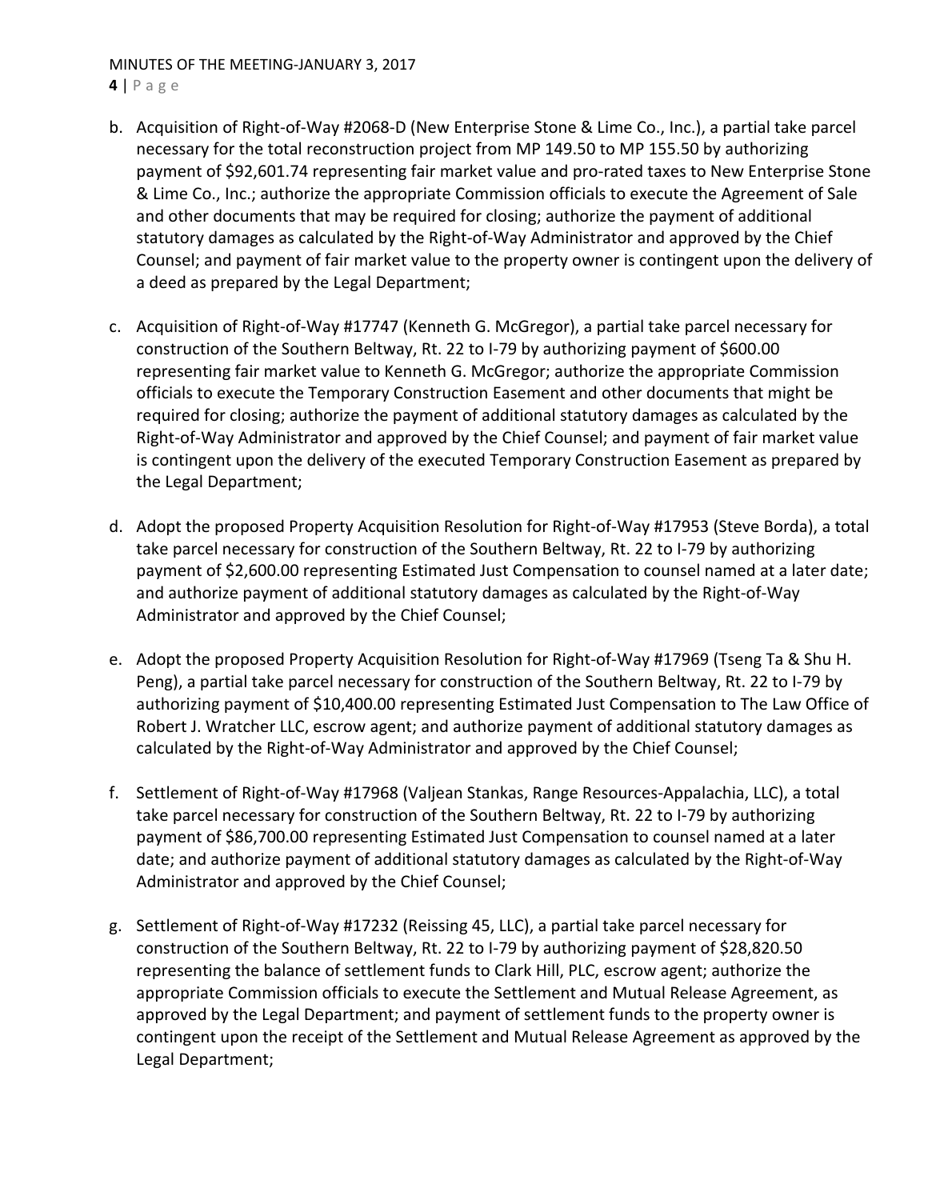b. Acquisition of Right-of-Way #2068-D (New Enterprise Stone & Lime Co., Inc.), a partial take parcel necessary for the total reconstruction project from MP 149.50 to MP 155.50 by authorizing payment of $92,601.74 representing fair market value and pro-rated taxes to New Enterprise Stone & Lime Co., Inc.; authorize the appropriate Commission officials to execute the Agreement of Sale and other documents that may be required for closing; authorize the payment of additional statutory damages as calculated by the Right-of-Way Administrator and approved by the Chief Counsel; and payment of fair market value to the property owner is contingent upon the delivery of a deed as prepared by the Legal Department;

c. Acquisition of Right-of-Way #17747 (Kenneth G. McGregor), a partial take parcel necessary for construction of the Southern Beltway, Rt. 22 to I-79 by authorizing payment of $600.00 representing fair market value to Kenneth G. McGregor; authorize the appropriate Commission officials to execute the Temporary Construction Easement and other documents that might be required for closing; authorize the payment of additional statutory damages as calculated by the Right-of-Way Administrator and approved by the Chief Counsel; and payment of fair market value is contingent upon the delivery of the executed Temporary Construction Easement as prepared by the Legal Department;

d. Adopt the proposed Property Acquisition Resolution for Right-of-Way #17953 (Steve Borda), a total take parcel necessary for construction of the Southern Beltway, Rt. 22 to I-79 by authorizing payment of $2,600.00 representing Estimated Just Compensation to counsel named at a later date; and authorize payment of additional statutory damages as calculated by the Right-of-Way Administrator and approved by the Chief Counsel;

e. Adopt the proposed Property Acquisition Resolution for Right-of-Way #17969 (Tseng Ta & Shu H. Peng), a partial take parcel necessary for construction of the Southern Beltway, Rt. 22 to I-79 by authorizing payment of $10,400.00 representing Estimated Just Compensation to The Law Office of Robert J. Wratcher LLC, escrow agent; and authorize payment of additional statutory damages as calculated by the Right-of-Way Administrator and approved by the Chief Counsel;

f. Settlement of Right-of-Way #17968 (Valjean Stankas, Range Resources-Appalachia, LLC), a total take parcel necessary for construction of the Southern Beltway, Rt. 22 to I-79 by authorizing payment of $86,700.00 representing Estimated Just Compensation to counsel named at a later date; and authorize payment of additional statutory damages as calculated by the Right-of-Way Administrator and approved by the Chief Counsel;

g. Settlement of Right-of-Way #17232 (Reissing 45, LLC), a partial take parcel necessary for construction of the Southern Beltway, Rt. 22 to I-79 by authorizing payment of $28,820.50 representing the balance of settlement funds to Clark Hill, PLC, escrow agent; authorize the appropriate Commission officials to execute the Settlement and Mutual Release Agreement, as approved by the Legal Department; and payment of settlement funds to the property owner is contingent upon the receipt of the Settlement and Mutual Release Agreement as approved by the Legal Department;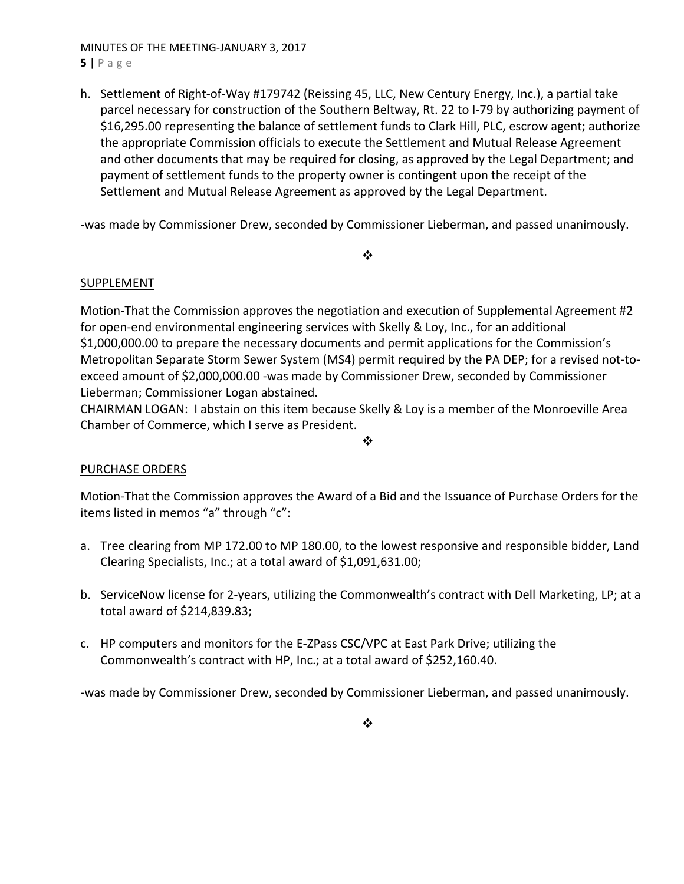h. Settlement of Right-of-Way #179742 (Reissing 45, LLC, New Century Energy, Inc.), a partial take parcel necessary for construction of the Southern Beltway, Rt. 22 to I-79 by authorizing payment of $16,295.00 representing the balance of settlement funds to Clark Hill, PLC, escrow agent; authorize the appropriate Commission officials to execute the Settlement and Mutual Release Agreement and other documents that may be required for closing, as approved by the Legal Department; and payment of settlement funds to the property owner is contingent upon the receipt of the Settlement and Mutual Release Agreement as approved by the Legal Department.

-was made by Commissioner Drew, seconded by Commissioner Lieberman, and passed unanimously.

❖

## SUPPLEMENT

Motion-That the Commission approves the negotiation and execution of Supplemental Agreement #2 for open-end environmental engineering services with Skelly & Loy, Inc., for an additional $1,000,000.00 to prepare the necessary documents and permit applications for the Commission's Metropolitan Separate Storm Sewer System (MS4) permit required by the PA DEP; for a revised not-to-exceed amount of $2,000,000.00 -was made by Commissioner Drew, seconded by Commissioner Lieberman; Commissioner Logan abstained.

CHAIRMAN LOGAN: I abstain on this item because Skelly & Loy is a member of the Monroeville Area Chamber of Commerce, which I serve as President.

❖

## PURCHASE ORDERS

Motion-That the Commission approves the Award of a Bid and the Issuance of Purchase Orders for the items listed in memos "a" through "c":

a. Tree clearing from MP 172.00 to MP 180.00, to the lowest responsive and responsible bidder, Land Clearing Specialists, Inc.; at a total award of $1,091,631.00;

b. ServiceNow license for 2-years, utilizing the Commonwealth's contract with Dell Marketing, LP; at a total award of $214,839.83;

c. HP computers and monitors for the E-ZPass CSC/VPC at East Park Drive; utilizing the Commonwealth's contract with HP, Inc.; at a total award of $252,160.40.

-was made by Commissioner Drew, seconded by Commissioner Lieberman, and passed unanimously.

❖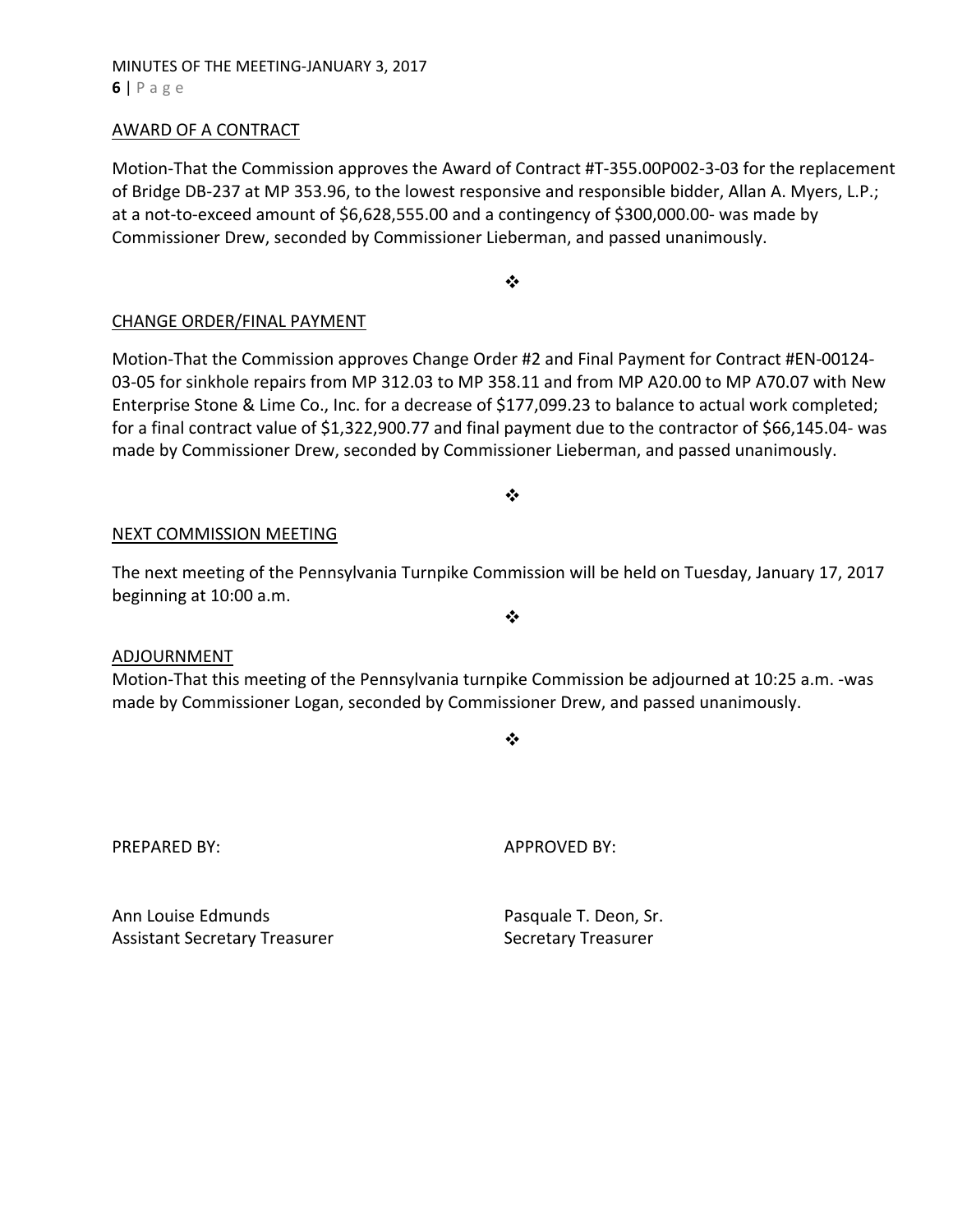AWARD OF A CONTRACT

Motion-That the Commission approves the Award of Contract #T-355.00P002-3-03 for the replacement of Bridge DB-237 at MP 353.96, to the lowest responsive and responsible bidder, Allan A. Myers, L.P.; at a not-to-exceed amount of $6,628,555.00 and a contingency of $300,000.00- was made by Commissioner Drew, seconded by Commissioner Lieberman, and passed unanimously.

❖

CHANGE ORDER/FINAL PAYMENT

Motion-That the Commission approves Change Order #2 and Final Payment for Contract #EN-00124-03-05 for sinkhole repairs from MP 312.03 to MP 358.11 and from MP A20.00 to MP A70.07 with New Enterprise Stone & Lime Co., Inc. for a decrease of $177,099.23 to balance to actual work completed; for a final contract value of $1,322,900.77 and final payment due to the contractor of $66,145.04- was made by Commissioner Drew, seconded by Commissioner Lieberman, and passed unanimously.

❖

NEXT COMMISSION MEETING

The next meeting of the Pennsylvania Turnpike Commission will be held on Tuesday, January 17, 2017 beginning at 10:00 a.m.

❖

ADJOURNMENT

Motion-That this meeting of the Pennsylvania turnpike Commission be adjourned at 10:25 a.m. -was made by Commissioner Logan, seconded by Commissioner Drew, and passed unanimously.

❖

PREPARED BY:

Ann Louise Edmunds
Assistant Secretary Treasurer

APPROVED BY:

Pasquale T. Deon, Sr.
Secretary Treasurer